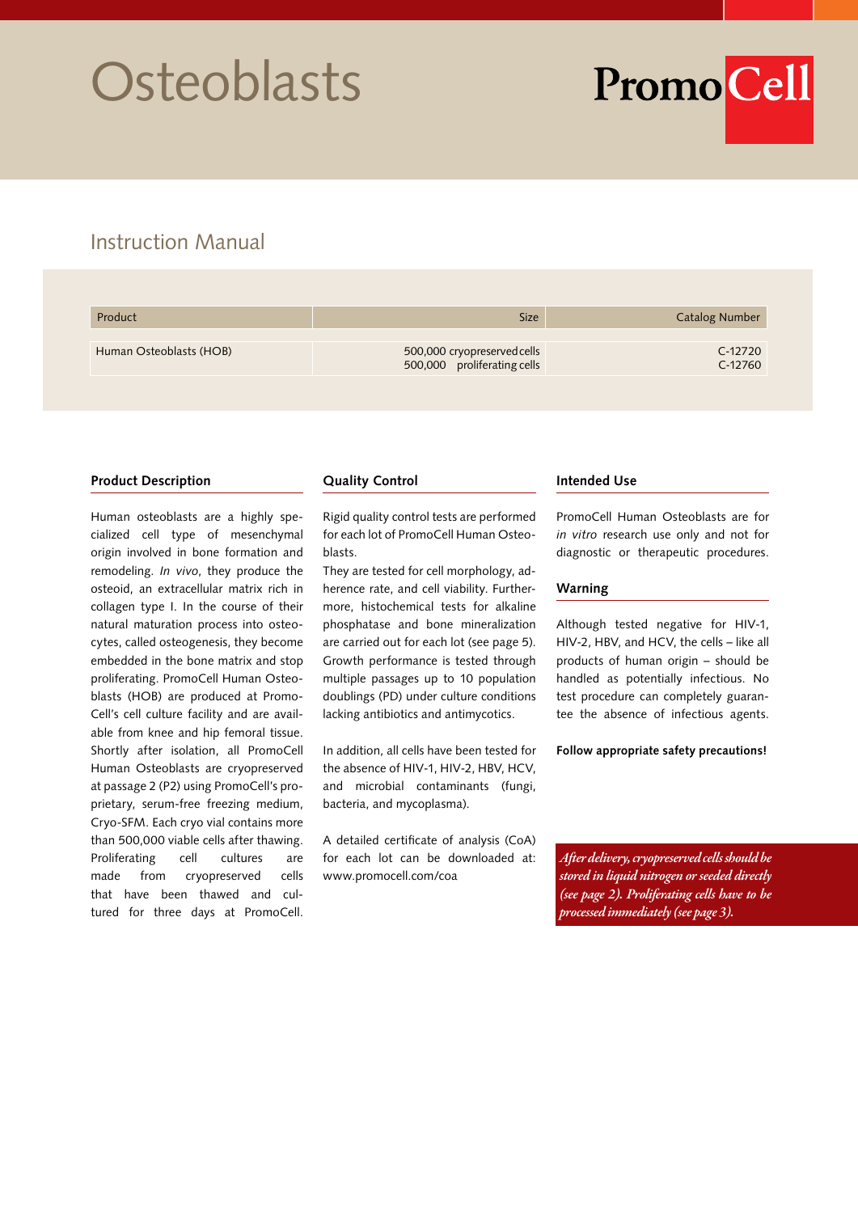# Osteoblasts

PromoCell

## Instruction Manual

| Product | Size | Catalog Number |
|---|---|---|
| Human Osteoblasts (HOB) | 500,000 cryopreserved cells<br>500,000 proliferating cells | C-12720<br>C-12760 |

### Product Description

Human osteoblasts are a highly specialized cell type of mesenchymal origin involved in bone formation and remodeling. *In vivo*, they produce the osteoid, an extracellular matrix rich in collagen type I. In the course of their natural maturation process into osteocytes, called osteogenesis, they become embedded in the bone matrix and stop proliferating. PromoCell Human Osteoblasts (HOB) are produced at PromoCell's cell culture facility and are available from knee and hip femoral tissue. Shortly after isolation, all PromoCell Human Osteoblasts are cryopreserved at passage 2 (P2) using PromoCell's proprietary, serum-free freezing medium, Cryo-SFM. Each cryo vial contains more than 500,000 viable cells after thawing. Proliferating cell cultures are made from cryopreserved cells that have been thawed and cultured for three days at PromoCell.

### Quality Control

Rigid quality control tests are performed for each lot of PromoCell Human Osteoblasts.

They are tested for cell morphology, adherence rate, and cell viability. Furthermore, histochemical tests for alkaline phosphatase and bone mineralization are carried out for each lot (see page 5). Growth performance is tested through multiple passages up to 10 population doublings (PD) under culture conditions lacking antibiotics and antimycotics.

In addition, all cells have been tested for the absence of HIV-1, HIV-2, HBV, HCV, and microbial contaminants (fungi, bacteria, and mycoplasma).

A detailed certificate of analysis (CoA) for each lot can be downloaded at: www.promocell.com/coa

### Intended Use

PromoCell Human Osteoblasts are for *in vitro* research use only and not for diagnostic or therapeutic procedures.

### Warning

Although tested negative for HIV-1, HIV-2, HBV, and HCV, the cells – like all products of human origin – should be handled as potentially infectious. No test procedure can completely guarantee the absence of infectious agents.

**Follow appropriate safety precautions!**

*After delivery, cryopreserved cells should be stored in liquid nitrogen or seeded directly (see page 2). Proliferating cells have to be processed immediately (see page 3).*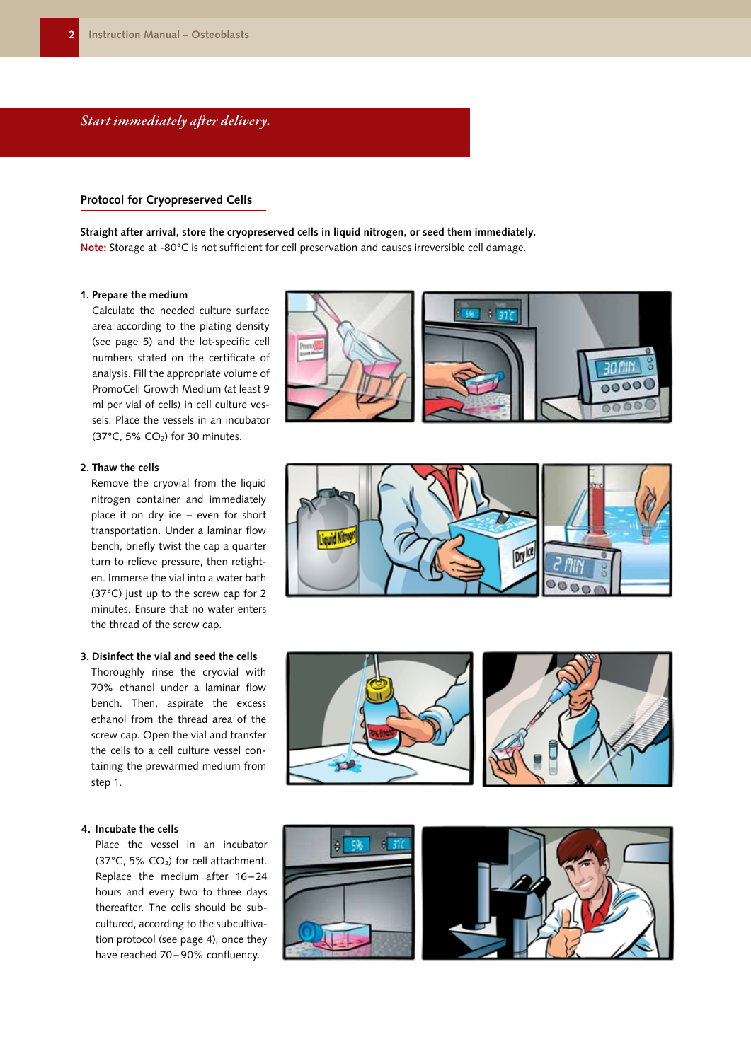*Start immediately after delivery.*

## Protocol for Cryopreserved Cells

**Straight after arrival, store the cryopreserved cells in liquid nitrogen, or seed them immediately.**
**Note:** Storage at -80°C is not sufficient for cell preservation and causes irreversible cell damage.

**1. Prepare the medium**
Calculate the needed culture surface area according to the plating density (see page 5) and the lot-specific cell numbers stated on the certificate of analysis. Fill the appropriate volume of PromoCell Growth Medium (at least 9 ml per vial of cells) in cell culture vessels. Place the vessels in an incubator (37°C, 5% $CO_2$) for 30 minutes.

**2. Thaw the cells**
Remove the cryovial from the liquid nitrogen container and immediately place it on dry ice – even for short transportation. Under a laminar flow bench, briefly twist the cap a quarter turn to relieve pressure, then retighten. Immerse the vial into a water bath (37°C) just up to the screw cap for 2 minutes. Ensure that no water enters the thread of the screw cap.

**3. Disinfect the vial and seed the cells**
Thoroughly rinse the cryovial with 70% ethanol under a laminar flow bench. Then, aspirate the excess ethanol from the thread area of the screw cap. Open the vial and transfer the cells to a cell culture vessel containing the prewarmed medium from step 1.

**4. Incubate the cells**
Place the vessel in an incubator (37°C, 5% $CO_2$) for cell attachment. Replace the medium after 16–24 hours and every two to three days thereafter. The cells should be subcultured, according to the subcultivation protocol (see page 4), once they have reached 70–90% confluency.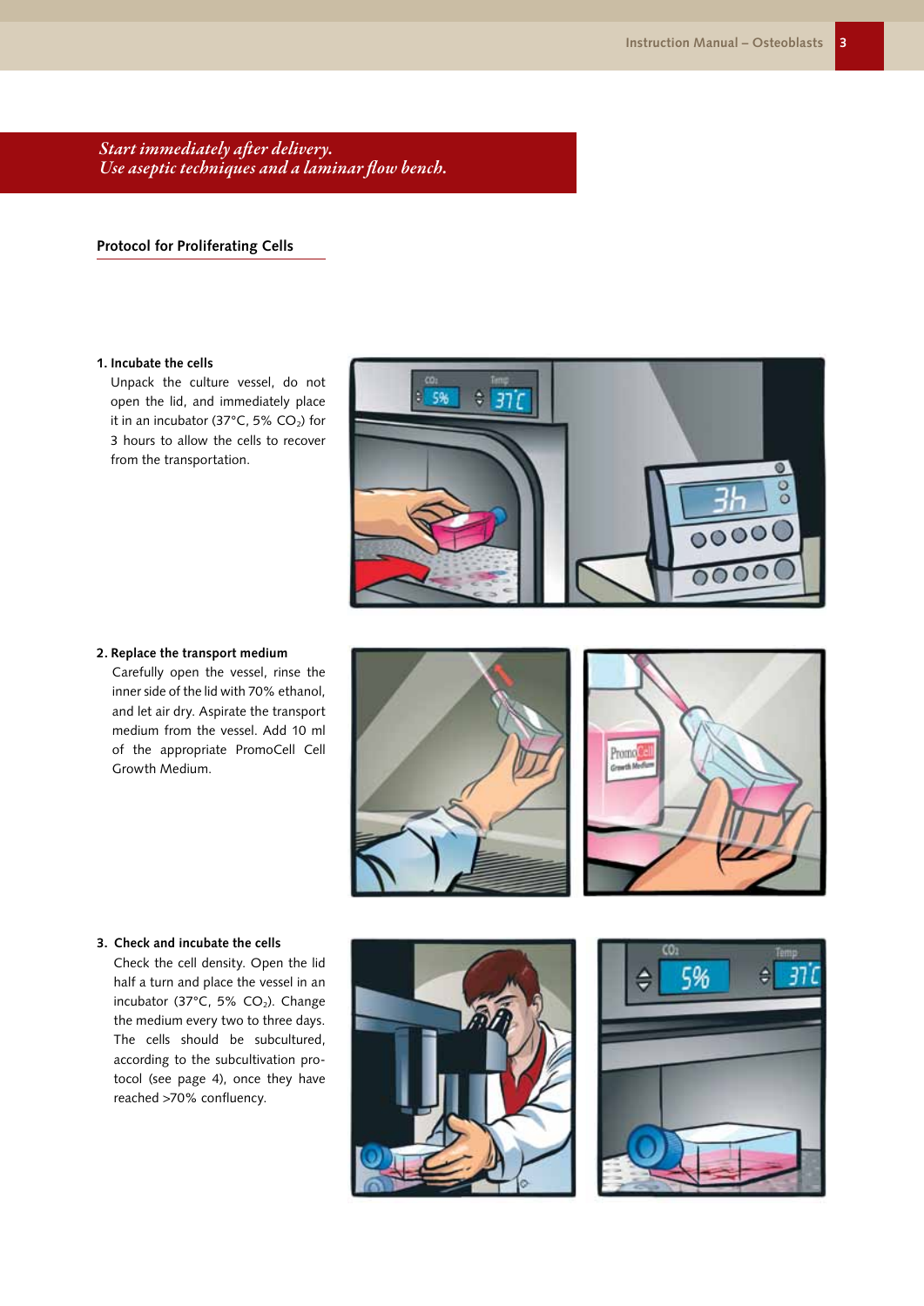*Start immediately after delivery.*
*Use aseptic techniques and a laminar flow bench.*

## Protocol for Proliferating Cells

**1. Incubate the cells**

Unpack the culture vessel, do not open the lid, and immediately place it in an incubator (37°C, 5% $CO_2$) for 3 hours to allow the cells to recover from the transportation.

**2. Replace the transport medium**

Carefully open the vessel, rinse the inner side of the lid with 70% ethanol, and let air dry. Aspirate the transport medium from the vessel. Add 10 ml of the appropriate PromoCell Cell Growth Medium.

**3. Check and incubate the cells**

Check the cell density. Open the lid half a turn and place the vessel in an incubator (37°C, 5% $CO_2$). Change the medium every two to three days. The cells should be subcultured, according to the subcultivation protocol (see page 4), once they have reached >70% confluency.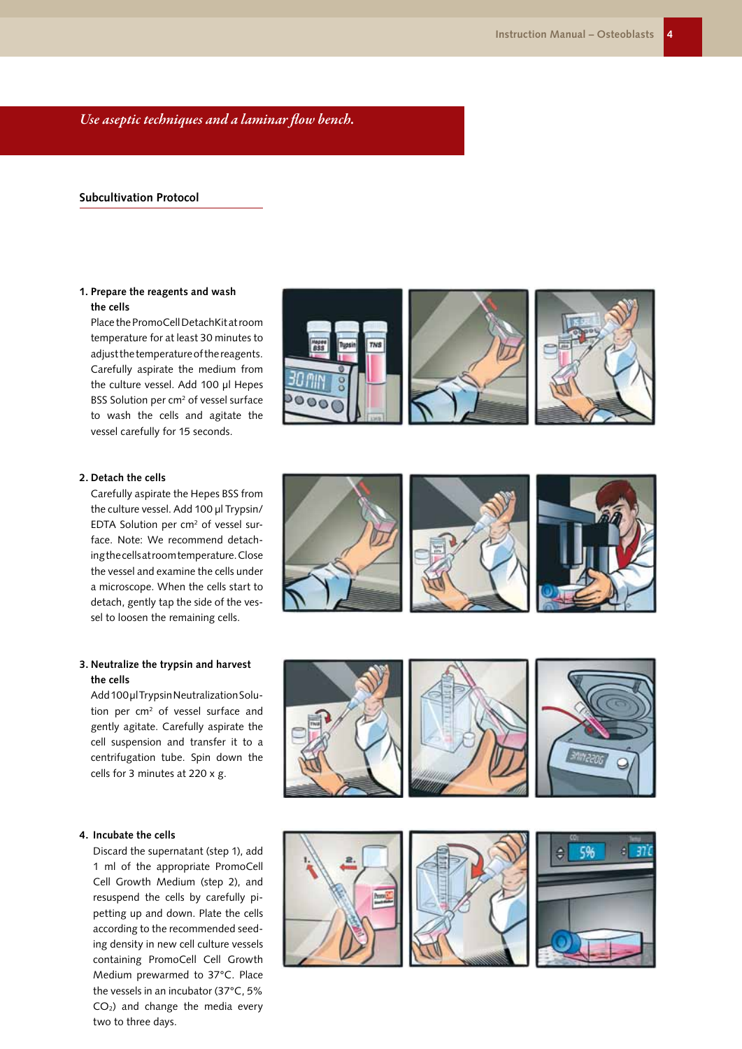*Use aseptic techniques and a laminar flow bench.*

## Subcultivation Protocol

**1. Prepare the reagents and wash the cells**

Place the PromoCell DetachKit at room temperature for at least 30 minutes to adjust the temperature of the reagents. Carefully aspirate the medium from the culture vessel. Add 100 µl Hepes BSS Solution per $cm^2$ of vessel surface to wash the cells and agitate the vessel carefully for 15 seconds.

**2. Detach the cells**

Carefully aspirate the Hepes BSS from the culture vessel. Add 100 µl Trypsin/EDTA Solution per $cm^2$ of vessel surface. Note: We recommend detaching the cells at room temperature. Close the vessel and examine the cells under a microscope. When the cells start to detach, gently tap the side of the vessel to loosen the remaining cells.

**3. Neutralize the trypsin and harvest the cells**

Add 100 µl Trypsin Neutralization Solution per $cm^2$ of vessel surface and gently agitate. Carefully aspirate the cell suspension and transfer it to a centrifugation tube. Spin down the cells for 3 minutes at 220 x g.

**4. Incubate the cells**

Discard the supernatant (step 1), add 1 ml of the appropriate PromoCell Cell Growth Medium (step 2), and resuspend the cells by carefully pipetting up and down. Plate the cells according to the recommended seeding density in new cell culture vessels containing PromoCell Cell Growth Medium prewarmed to 37°C. Place the vessels in an incubator (37°C, 5% $CO_2$) and change the media every two to three days.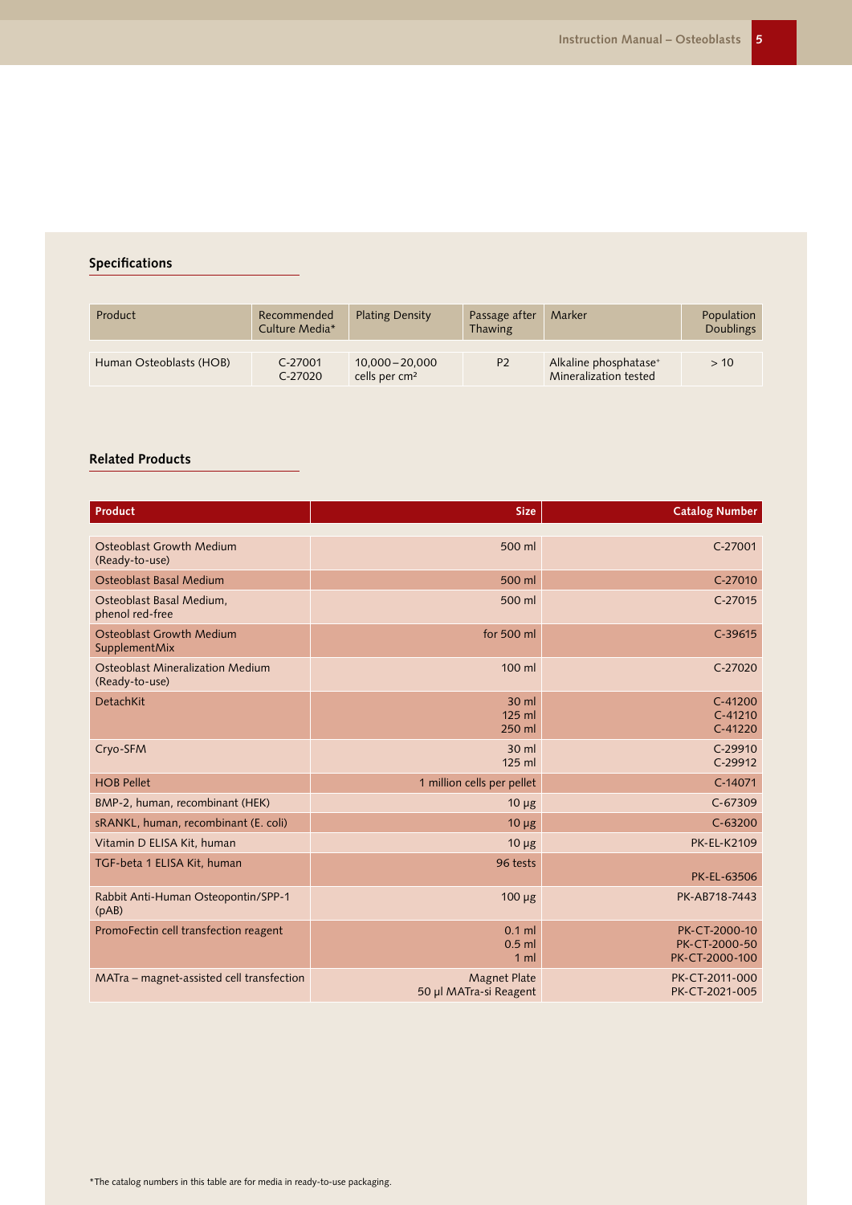## Specifications

| Product | Recommended Culture Media* | Plating Density | Passage after Thawing | Marker | Population Doublings |
|---|---|---|---|---|---|
| Human Osteoblasts (HOB) | C-27001<br>C-27020 | 10,000 – 20,000 cells per cm² | P2 | Alkaline phosphatase⁺<br>Mineralization tested | > 10 |

## Related Products

| Product | Size | Catalog Number |
|---|---|---|
| Osteoblast Growth Medium (Ready-to-use) | 500 ml | C-27001 |
| Osteoblast Basal Medium | 500 ml | C-27010 |
| Osteoblast Basal Medium, phenol red-free | 500 ml | C-27015 |
| Osteoblast Growth Medium SupplementMix | for 500 ml | C-39615 |
| Osteoblast Mineralization Medium (Ready-to-use) | 100 ml | C-27020 |
| DetachKit | 30 ml<br>125 ml<br>250 ml | C-41200<br>C-41210<br>C-41220 |
| Cryo-SFM | 30 ml<br>125 ml | C-29910<br>C-29912 |
| HOB Pellet | 1 million cells per pellet | C-14071 |
| BMP-2, human, recombinant (HEK) | 10 µg | C-67309 |
| sRANKL, human, recombinant (E. coli) | 10 µg | C-63200 |
| Vitamin D ELISA Kit, human | 10 µg | PK-EL-K2109 |
| TGF-beta 1 ELISA Kit, human | 96 tests | PK-EL-63506 |
| Rabbit Anti-Human Osteopontin/SPP-1 (pAB) | 100 µg | PK-AB718-7443 |
| PromoFectin cell transfection reagent | 0.1 ml<br>0.5 ml<br>1 ml | PK-CT-2000-10<br>PK-CT-2000-50<br>PK-CT-2000-100 |
| MATra – magnet-assisted cell transfection | Magnet Plate<br>50 µl MATra-si Reagent | PK-CT-2011-000<br>PK-CT-2021-005 |

*The catalog numbers in this table are for media in ready-to-use packaging.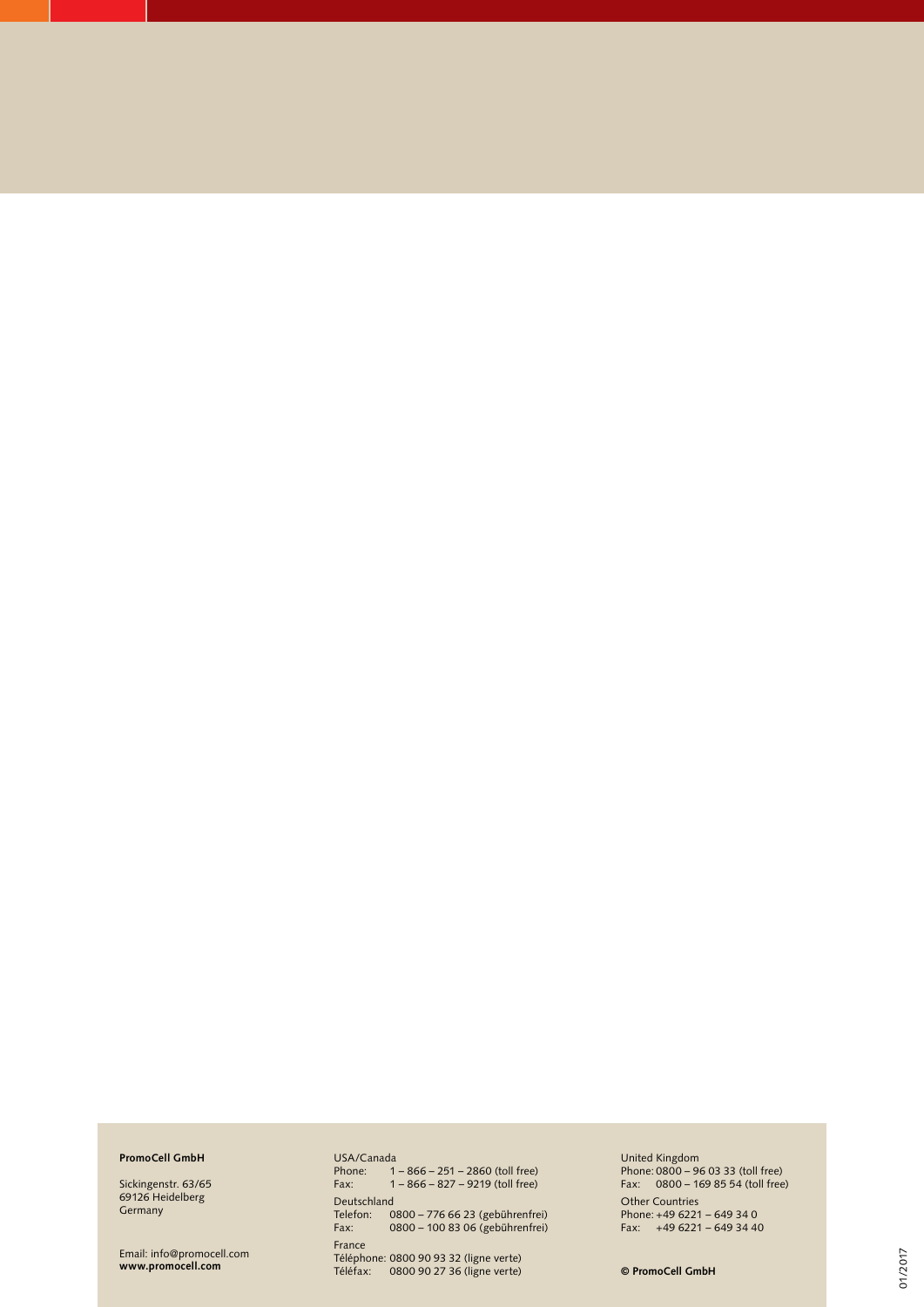**PromoCell GmbH**

Sickingenstr. 63/65
69126 Heidelberg
Germany

Email: info@promocell.com
**www.promocell.com**

USA/Canada
Phone: 1 – 866 – 251 – 2860 (toll free)
Fax: 1 – 866 – 827 – 9219 (toll free)

Deutschland
Telefon: 0800 – 776 66 23 (gebührenfrei)
Fax: 0800 – 100 83 06 (gebührenfrei)

France
Téléphone: 0800 90 93 32 (ligne verte)
Téléfax: 0800 90 27 36 (ligne verte)

United Kingdom
Phone: 0800 – 96 03 33 (toll free)
Fax: 0800 – 169 85 54 (toll free)

Other Countries
Phone: +49 6221 – 649 34 0
Fax: +49 6221 – 649 34 40

**© PromoCell GmbH**

01/2017